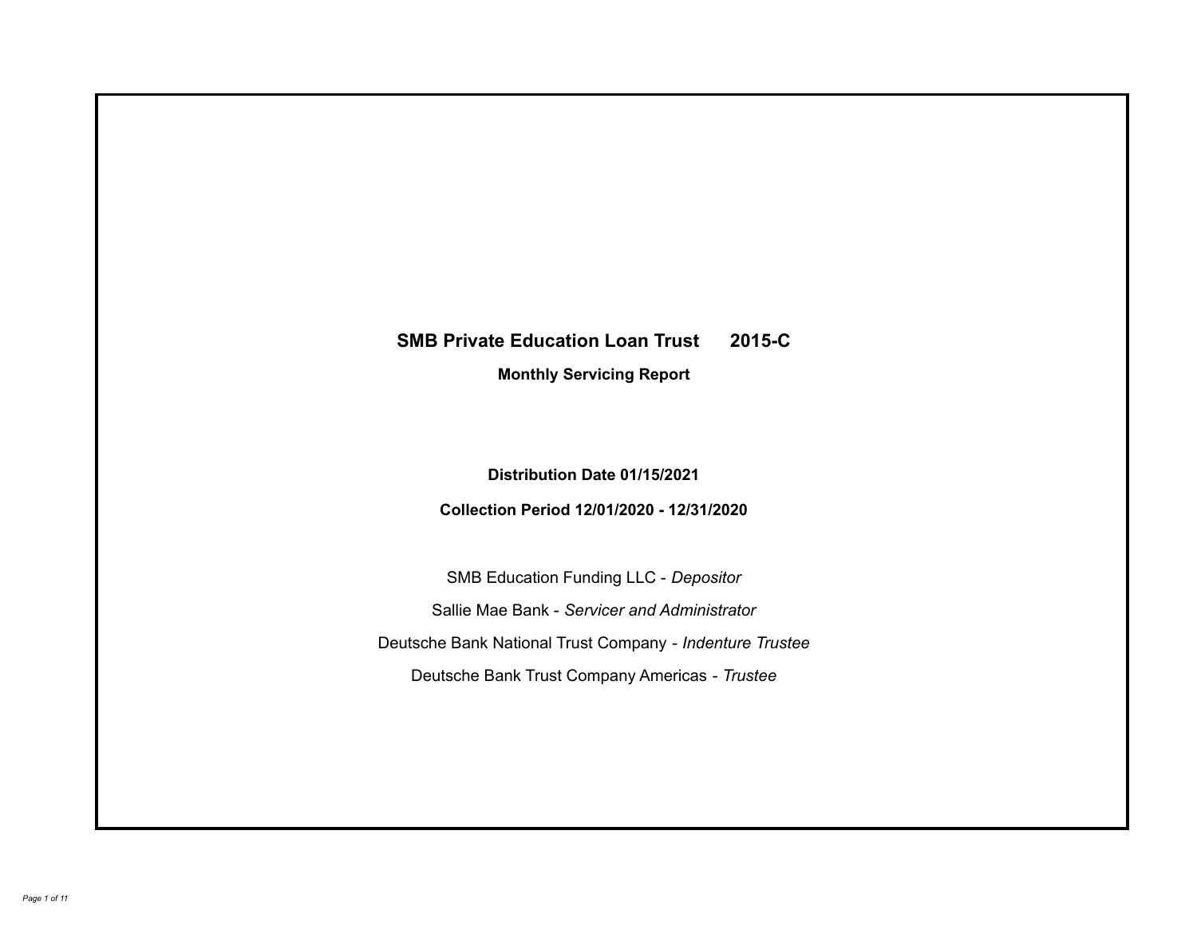# SMB Private Education Loan Trust 2015-C

## Monthly Servicing Report

**Distribution Date 01/15/2021**

**Collection Period 12/01/2020 - 12/31/2020**

SMB Education Funding LLC - *Depositor*

Sallie Mae Bank - *Servicer and Administrator*

Deutsche Bank National Trust Company - *Indenture Trustee*

Deutsche Bank Trust Company Americas - *Trustee*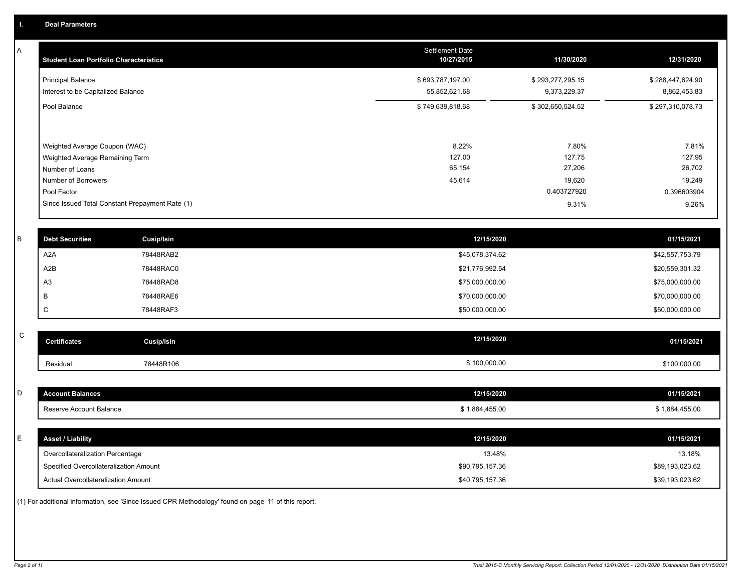## I. Deal Parameters

### A

| Student Loan Portfolio Characteristics | Settlement Date 10/27/2015 | 11/30/2020 | 12/31/2020 |
|---|---|---|---|
| Principal Balance | $ 693,787,197.00 | $ 293,277,295.15 | $ 288,447,624.90 |
| Interest to be Capitalized Balance | 55,852,621.68 | 9,373,229.37 | 8,862,453.83 |
| Pool Balance | $ 749,639,818.68 | $ 302,650,524.52 | $ 297,310,078.73 |
| Weighted Average Coupon (WAC) | 8.22% | 7.80% | 7.81% |
| Weighted Average Remaining Term | 127.00 | 127.75 | 127.95 |
| Number of Loans | 65,154 | 27,206 | 26,702 |
| Number of Borrowers | 45,614 | 19,620 | 19,249 |
| Pool Factor | | 0.403727920 | 0.396603904 |
| Since Issued Total Constant Prepayment Rate (1) | | 9.31% | 9.26% |

### B

| Debt Securities | Cusip/Isin | 12/15/2020 | 01/15/2021 |
|---|---|---|---|
| A2A | 78448RAB2 | $45,078,374.62 | $42,557,753.79 |
| A2B | 78448RAC0 | $21,776,992.54 | $20,559,301.32 |
| A3 | 78448RAD8 | $75,000,000.00 | $75,000,000.00 |
| B | 78448RAE6 | $70,000,000.00 | $70,000,000.00 |
| C | 78448RAF3 | $50,000,000.00 | $50,000,000.00 |

### C

| Certificates | Cusip/Isin | 12/15/2020 | 01/15/2021 |
|---|---|---|---|
| Residual | 78448R106 | $ 100,000.00 | $100,000.00 |

### D

| Account Balances | 12/15/2020 | 01/15/2021 |
|---|---|---|
| Reserve Account Balance | $ 1,884,455.00 | $ 1,884,455.00 |

### E

| Asset / Liability | 12/15/2020 | 01/15/2021 |
|---|---|---|
| Overcollateralization Percentage | 13.48% | 13.18% |
| Specified Overcollateralization Amount | $90,795,157.36 | $89,193,023.62 |
| Actual Overcollateralization Amount | $40,795,157.36 | $39,193,023.62 |

(1) For additional information, see 'Since Issued CPR Methodology' found on page 11 of this report.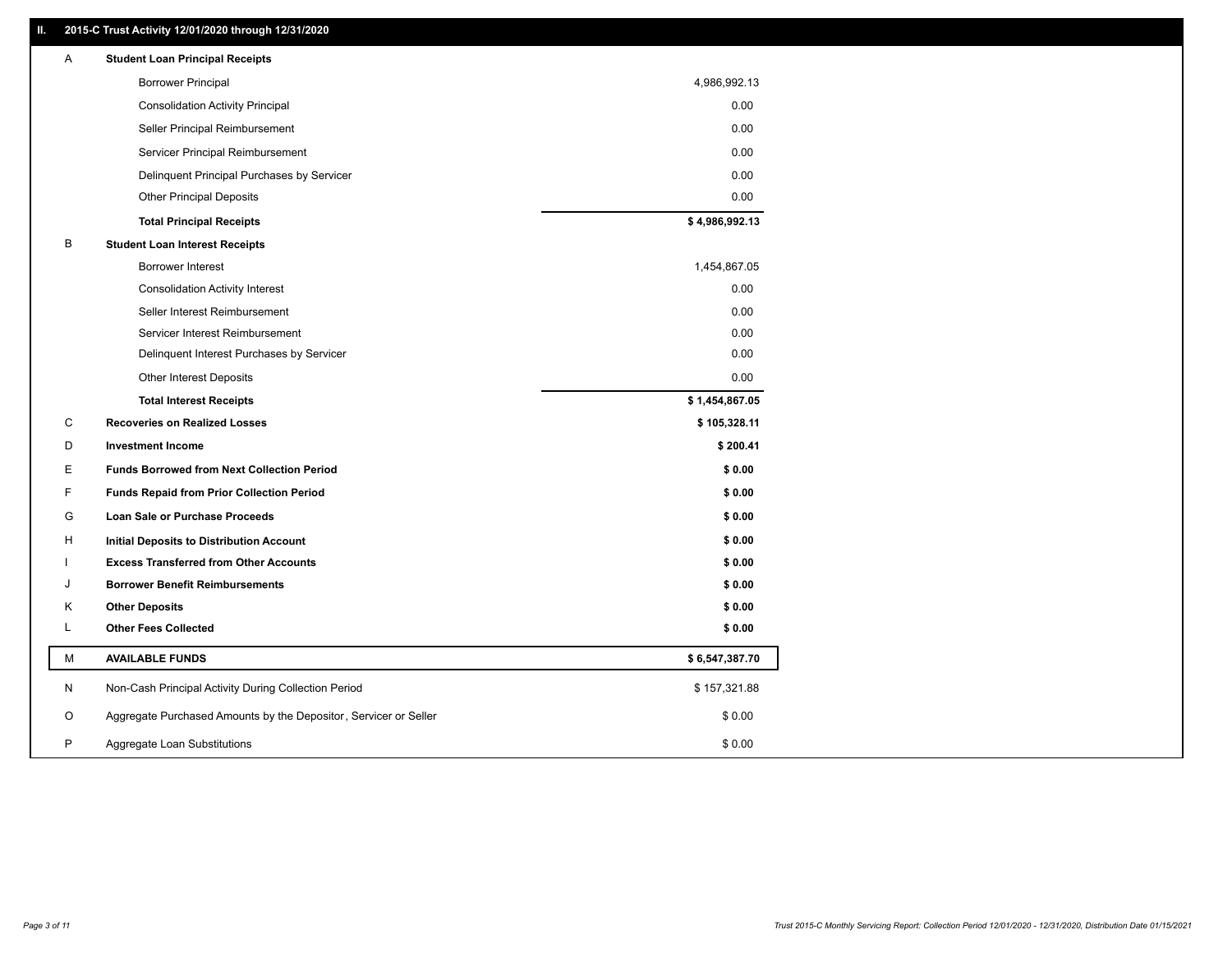## II. 2015-C Trust Activity 12/01/2020 through 12/31/2020

| | | |
|---|---|---|
| A | **Student Loan Principal Receipts** | |
| | Borrower Principal | 4,986,992.13 |
| | Consolidation Activity Principal | 0.00 |
| | Seller Principal Reimbursement | 0.00 |
| | Servicer Principal Reimbursement | 0.00 |
| | Delinquent Principal Purchases by Servicer | 0.00 |
| | Other Principal Deposits | 0.00 |
| | **Total Principal Receipts** | **$ 4,986,992.13** |
| B | **Student Loan Interest Receipts** | |
| | Borrower Interest | 1,454,867.05 |
| | Consolidation Activity Interest | 0.00 |
| | Seller Interest Reimbursement | 0.00 |
| | Servicer Interest Reimbursement | 0.00 |
| | Delinquent Interest Purchases by Servicer | 0.00 |
| | Other Interest Deposits | 0.00 |
| | **Total Interest Receipts** | **$ 1,454,867.05** |
| C | **Recoveries on Realized Losses** | **$ 105,328.11** |
| D | **Investment Income** | **$ 200.41** |
| E | **Funds Borrowed from Next Collection Period** | **$ 0.00** |
| F | **Funds Repaid from Prior Collection Period** | **$ 0.00** |
| G | **Loan Sale or Purchase Proceeds** | **$ 0.00** |
| H | **Initial Deposits to Distribution Account** | **$ 0.00** |
| I | **Excess Transferred from Other Accounts** | **$ 0.00** |
| J | **Borrower Benefit Reimbursements** | **$ 0.00** |
| K | **Other Deposits** | **$ 0.00** |
| L | **Other Fees Collected** | **$ 0.00** |
| M | **AVAILABLE FUNDS** | **$ 6,547,387.70** |
| N | Non-Cash Principal Activity During Collection Period | $ 157,321.88 |
| O | Aggregate Purchased Amounts by the Depositor, Servicer or Seller | $ 0.00 |
| P | Aggregate Loan Substitutions | $ 0.00 |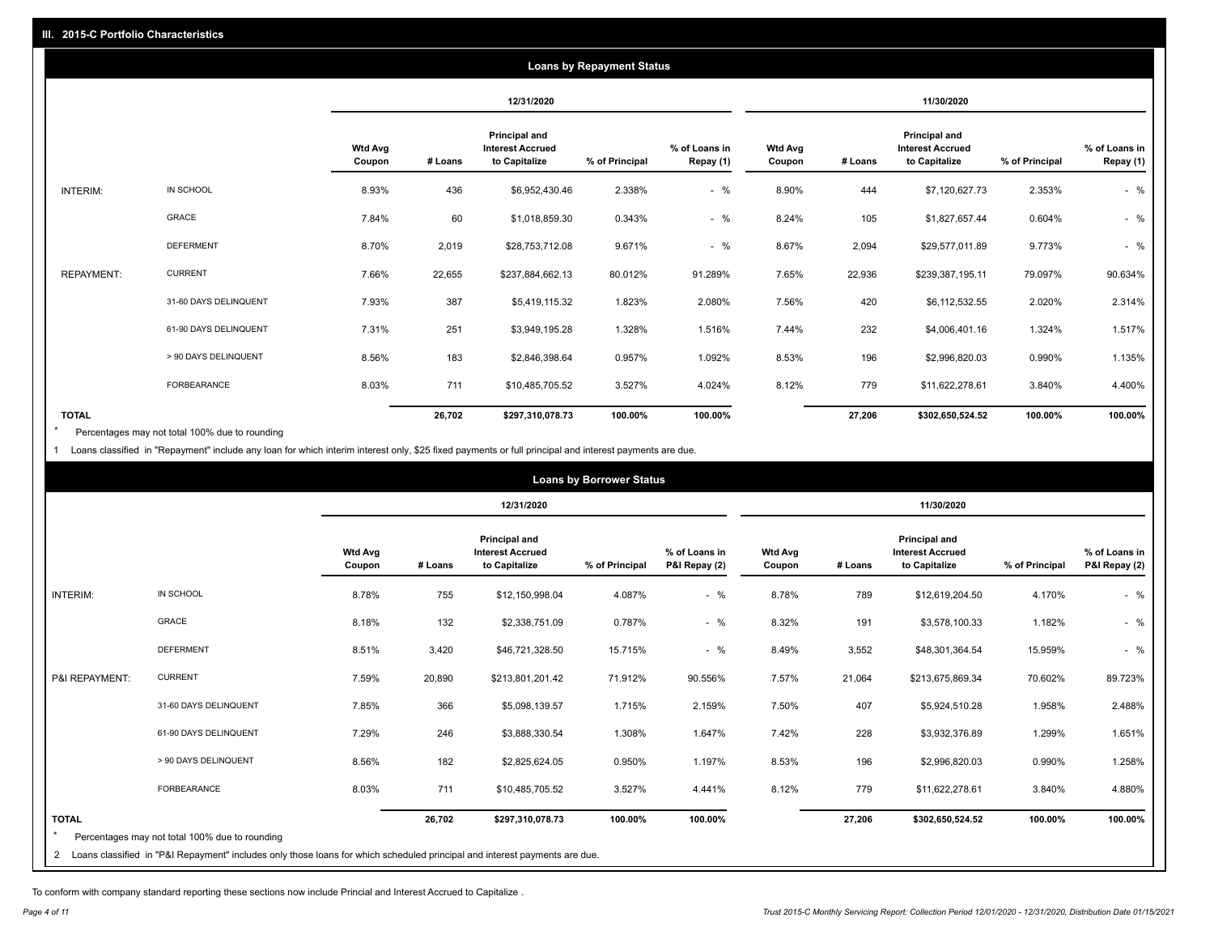## III. 2015-C Portfolio Characteristics

### Loans by Repayment Status

| | | 12/31/2020 | | | | | 11/30/2020 | | | | |
|---|---|---|---|---|---|---|---|---|---|---|---|
| | | Wtd Avg Coupon | # Loans | Principal and Interest Accrued to Capitalize | % of Principal | % of Loans in Repay (1) | Wtd Avg Coupon | # Loans | Principal and Interest Accrued to Capitalize | % of Principal | % of Loans in Repay (1) |
| INTERIM: | IN SCHOOL | 8.93% | 436 | $6,952,430.46 | 2.338% | - % | 8.90% | 444 | $7,120,627.73 | 2.353% | - % |
| | GRACE | 7.84% | 60 | $1,018,859.30 | 0.343% | - % | 8.24% | 105 | $1,827,657.44 | 0.604% | - % |
| | DEFERMENT | 8.70% | 2,019 | $28,753,712.08 | 9.671% | - % | 8.67% | 2,094 | $29,577,011.89 | 9.773% | - % |
| REPAYMENT: | CURRENT | 7.66% | 22,655 | $237,884,662.13 | 80.012% | 91.289% | 7.65% | 22,936 | $239,387,195.11 | 79.097% | 90.634% |
| | 31-60 DAYS DELINQUENT | 7.93% | 387 | $5,419,115.32 | 1.823% | 2.080% | 7.56% | 420 | $6,112,532.55 | 2.020% | 2.314% |
| | 61-90 DAYS DELINQUENT | 7.31% | 251 | $3,949,195.28 | 1.328% | 1.516% | 7.44% | 232 | $4,006,401.16 | 1.324% | 1.517% |
| | > 90 DAYS DELINQUENT | 8.56% | 183 | $2,846,398.64 | 0.957% | 1.092% | 8.53% | 196 | $2,996,820.03 | 0.990% | 1.135% |
| | FORBEARANCE | 8.03% | 711 | $10,485,705.52 | 3.527% | 4.024% | 8.12% | 779 | $11,622,278.61 | 3.840% | 4.400% |
| **TOTAL** | | | **26,702** | **$297,310,078.73** | **100.00%** | **100.00%** | | **27,206** | **$302,650,524.52** | **100.00%** | **100.00%** |

\* Percentages may not total 100% due to rounding

1 Loans classified in "Repayment" include any loan for which interim interest only, $25 fixed payments or full principal and interest payments are due.

### Loans by Borrower Status

| | | 12/31/2020 | | | | | 11/30/2020 | | | | |
|---|---|---|---|---|---|---|---|---|---|---|---|
| | | Wtd Avg Coupon | # Loans | Principal and Interest Accrued to Capitalize | % of Principal | % of Loans in P&I Repay (2) | Wtd Avg Coupon | # Loans | Principal and Interest Accrued to Capitalize | % of Principal | % of Loans in P&I Repay (2) |
| INTERIM: | IN SCHOOL | 8.78% | 755 | $12,150,998.04 | 4.087% | - % | 8.78% | 789 | $12,619,204.50 | 4.170% | - % |
| | GRACE | 8.18% | 132 | $2,338,751.09 | 0.787% | - % | 8.32% | 191 | $3,578,100.33 | 1.182% | - % |
| | DEFERMENT | 8.51% | 3,420 | $46,721,328.50 | 15.715% | - % | 8.49% | 3,552 | $48,301,364.54 | 15.959% | - % |
| P&I REPAYMENT: | CURRENT | 7.59% | 20,890 | $213,801,201.42 | 71.912% | 90.556% | 7.57% | 21,064 | $213,675,869.34 | 70.602% | 89.723% |
| | 31-60 DAYS DELINQUENT | 7.85% | 366 | $5,098,139.57 | 1.715% | 2.159% | 7.50% | 407 | $5,924,510.28 | 1.958% | 2.488% |
| | 61-90 DAYS DELINQUENT | 7.29% | 246 | $3,888,330.54 | 1.308% | 1.647% | 7.42% | 228 | $3,932,376.89 | 1.299% | 1.651% |
| | > 90 DAYS DELINQUENT | 8.56% | 182 | $2,825,624.05 | 0.950% | 1.197% | 8.53% | 196 | $2,996,820.03 | 0.990% | 1.258% |
| | FORBEARANCE | 8.03% | 711 | $10,485,705.52 | 3.527% | 4.441% | 8.12% | 779 | $11,622,278.61 | 3.840% | 4.880% |
| **TOTAL** | | | **26,702** | **$297,310,078.73** | **100.00%** | **100.00%** | | **27,206** | **$302,650,524.52** | **100.00%** | **100.00%** |

\* Percentages may not total 100% due to rounding

2 Loans classified in "P&I Repayment" includes only those loans for which scheduled principal and interest payments are due.

To conform with company standard reporting these sections now include Princial and Interest Accrued to Capitalize .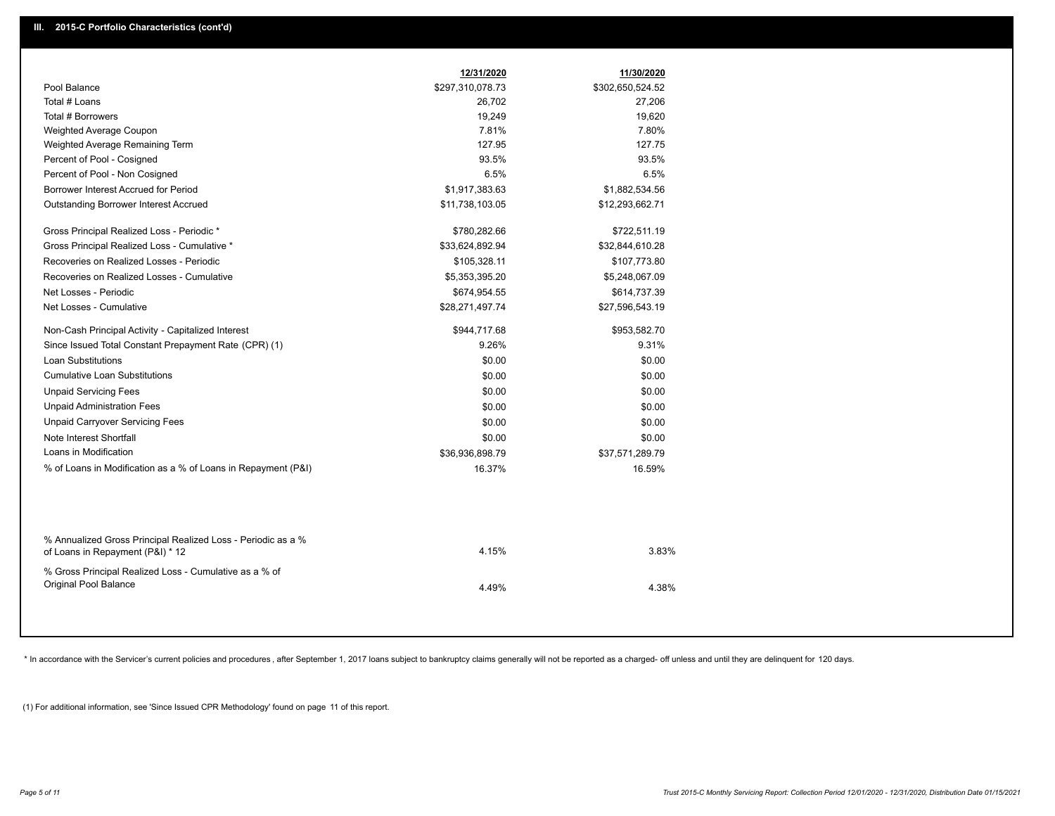## III. 2015-C Portfolio Characteristics (cont'd)

| | 12/31/2020 | 11/30/2020 |
|---|---|---|
| Pool Balance | $297,310,078.73 | $302,650,524.52 |
| Total # Loans | 26,702 | 27,206 |
| Total # Borrowers | 19,249 | 19,620 |
| Weighted Average Coupon | 7.81% | 7.80% |
| Weighted Average Remaining Term | 127.95 | 127.75 |
| Percent of Pool - Cosigned | 93.5% | 93.5% |
| Percent of Pool - Non Cosigned | 6.5% | 6.5% |
| Borrower Interest Accrued for Period | $1,917,383.63 | $1,882,534.56 |
| Outstanding Borrower Interest Accrued | $11,738,103.05 | $12,293,662.71 |
| Gross Principal Realized Loss - Periodic * | $780,282.66 | $722,511.19 |
| Gross Principal Realized Loss - Cumulative * | $33,624,892.94 | $32,844,610.28 |
| Recoveries on Realized Losses - Periodic | $105,328.11 | $107,773.80 |
| Recoveries on Realized Losses - Cumulative | $5,353,395.20 | $5,248,067.09 |
| Net Losses - Periodic | $674,954.55 | $614,737.39 |
| Net Losses - Cumulative | $28,271,497.74 | $27,596,543.19 |
| Non-Cash Principal Activity - Capitalized Interest | $944,717.68 | $953,582.70 |
| Since Issued Total Constant Prepayment Rate (CPR) (1) | 9.26% | 9.31% |
| Loan Substitutions | $0.00 | $0.00 |
| Cumulative Loan Substitutions | $0.00 | $0.00 |
| Unpaid Servicing Fees | $0.00 | $0.00 |
| Unpaid Administration Fees | $0.00 | $0.00 |
| Unpaid Carryover Servicing Fees | $0.00 | $0.00 |
| Note Interest Shortfall | $0.00 | $0.00 |
| Loans in Modification | $36,936,898.79 | $37,571,289.79 |
| % of Loans in Modification as a % of Loans in Repayment (P&I) | 16.37% | 16.59% |
| % Annualized Gross Principal Realized Loss - Periodic as a % of Loans in Repayment (P&I) * 12 | 4.15% | 3.83% |
| % Gross Principal Realized Loss - Cumulative as a % of Original Pool Balance | 4.49% | 4.38% |

* In accordance with the Servicer's current policies and procedures, after September 1, 2017 loans subject to bankruptcy claims generally will not be reported as a charged- off unless and until they are delinquent for 120 days.

(1) For additional information, see 'Since Issued CPR Methodology' found on page 11 of this report.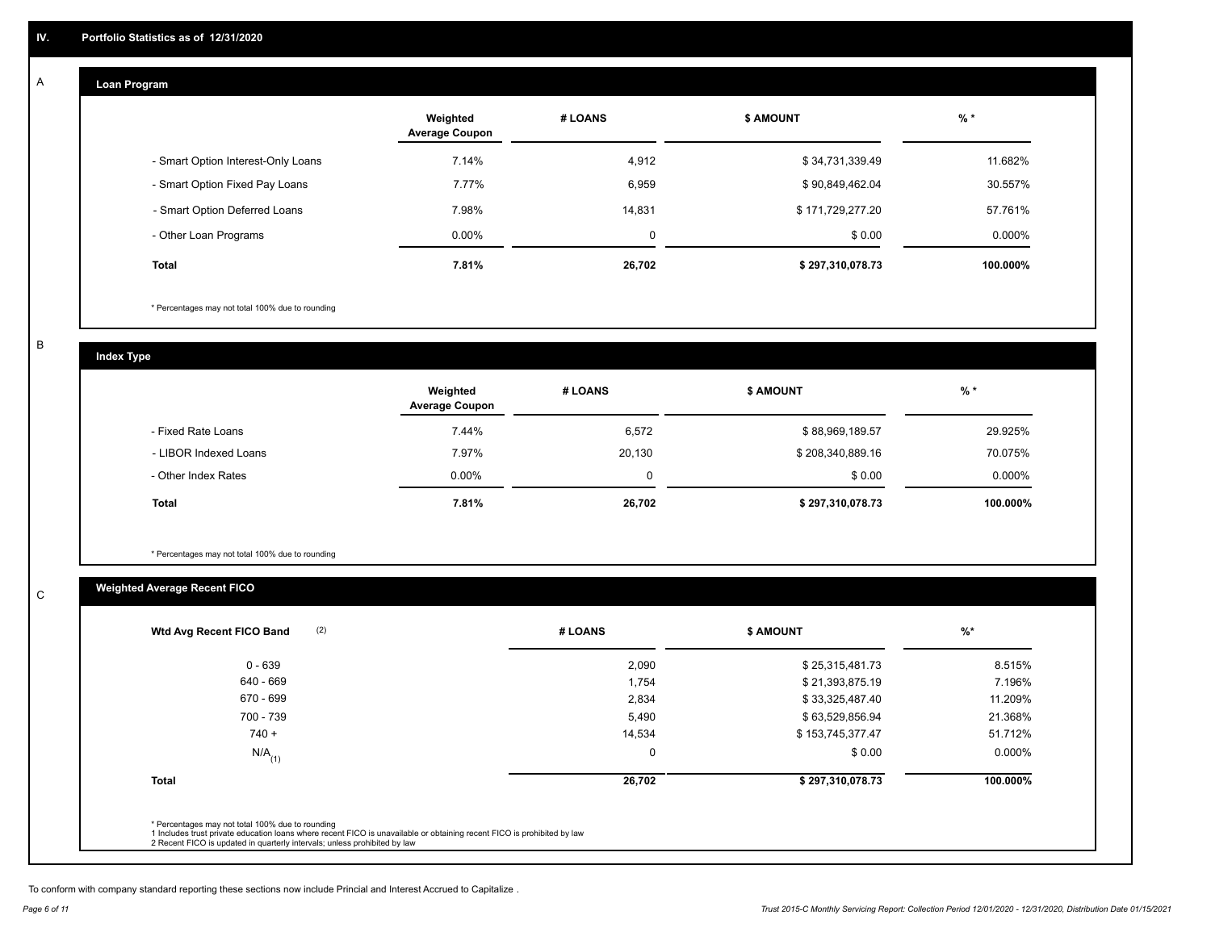## IV. Portfolio Statistics as of 12/31/2020

### A — Loan Program

| | Weighted Average Coupon | # LOANS | $ AMOUNT | % * |
|---|---|---|---|---|
| - Smart Option Interest-Only Loans | 7.14% | 4,912 | $ 34,731,339.49 | 11.682% |
| - Smart Option Fixed Pay Loans | 7.77% | 6,959 | $ 90,849,462.04 | 30.557% |
| - Smart Option Deferred Loans | 7.98% | 14,831 | $ 171,729,277.20 | 57.761% |
| - Other Loan Programs | 0.00% | 0 | $ 0.00 | 0.000% |
| **Total** | **7.81%** | **26,702** | **$ 297,310,078.73** | **100.000%** |

* Percentages may not total 100% due to rounding

### B — Index Type

| | Weighted Average Coupon | # LOANS | $ AMOUNT | % * |
|---|---|---|---|---|
| - Fixed Rate Loans | 7.44% | 6,572 | $ 88,969,189.57 | 29.925% |
| - LIBOR Indexed Loans | 7.97% | 20,130 | $ 208,340,889.16 | 70.075% |
| - Other Index Rates | 0.00% | 0 | $ 0.00 | 0.000% |
| **Total** | **7.81%** | **26,702** | **$ 297,310,078.73** | **100.000%** |

* Percentages may not total 100% due to rounding

### C — Weighted Average Recent FICO

| Wtd Avg Recent FICO Band (2) | # LOANS | $ AMOUNT | %* |
|---|---|---|---|
| 0 - 639 | 2,090 | $ 25,315,481.73 | 8.515% |
| 640 - 669 | 1,754 | $ 21,393,875.19 | 7.196% |
| 670 - 699 | 2,834 | $ 33,325,487.40 | 11.209% |
| 700 - 739 | 5,490 | $ 63,529,856.94 | 21.368% |
| 740 + | 14,534 | $ 153,745,377.47 | 51.712% |
| N/A (1) | 0 | $ 0.00 | 0.000% |
| **Total** | **26,702** | **$ 297,310,078.73** | **100.000%** |

* Percentages may not total 100% due to rounding
1 Includes trust private education loans where recent FICO is unavailable or obtaining recent FICO is prohibited by law
2 Recent FICO is updated in quarterly intervals; unless prohibited by law

To conform with company standard reporting these sections now include Princial and Interest Accrued to Capitalize .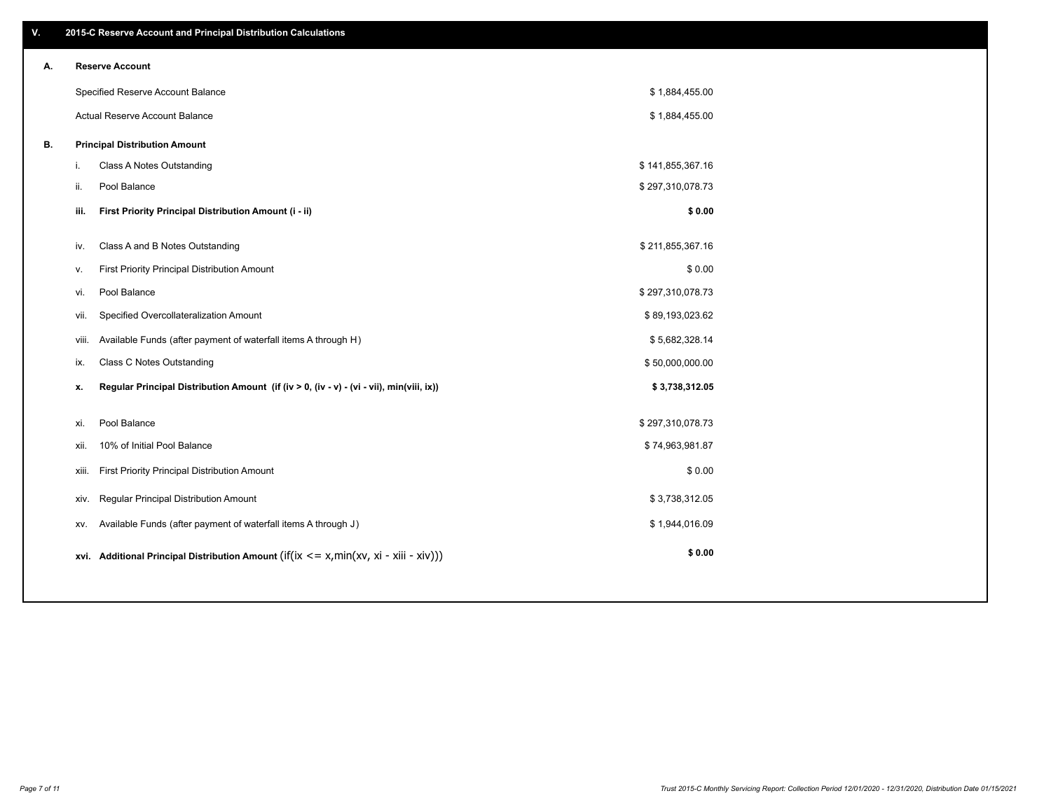## V. 2015-C Reserve Account and Principal Distribution Calculations

### A. Reserve Account

| | |
|---|---|
| Specified Reserve Account Balance | $ 1,884,455.00 |
| Actual Reserve Account Balance | $ 1,884,455.00 |

### B. Principal Distribution Amount

| | | |
|---|---|---|
| i. | Class A Notes Outstanding | $ 141,855,367.16 |
| ii. | Pool Balance | $ 297,310,078.73 |
| **iii.** | **First Priority Principal Distribution Amount (i - ii)** | **$ 0.00** |
| iv. | Class A and B Notes Outstanding | $ 211,855,367.16 |
| v. | First Priority Principal Distribution Amount | $ 0.00 |
| vi. | Pool Balance | $ 297,310,078.73 |
| vii. | Specified Overcollateralization Amount | $ 89,193,023.62 |
| viii. | Available Funds (after payment of waterfall items A through H) | $ 5,682,328.14 |
| ix. | Class C Notes Outstanding | $ 50,000,000.00 |
| **x.** | **Regular Principal Distribution Amount (if (iv > 0, (iv - v) - (vi - vii), min(viii, ix))** | **$ 3,738,312.05** |
| xi. | Pool Balance | $ 297,310,078.73 |
| xii. | 10% of Initial Pool Balance | $ 74,963,981.87 |
| xiii. | First Priority Principal Distribution Amount | $ 0.00 |
| xiv. | Regular Principal Distribution Amount | $ 3,738,312.05 |
| xv. | Available Funds (after payment of waterfall items A through J) | $ 1,944,016.09 |
| **xvi.** | **Additional Principal Distribution Amount** (if(ix <= x,min(xv, xi - xiii - xiv))) | **$ 0.00** |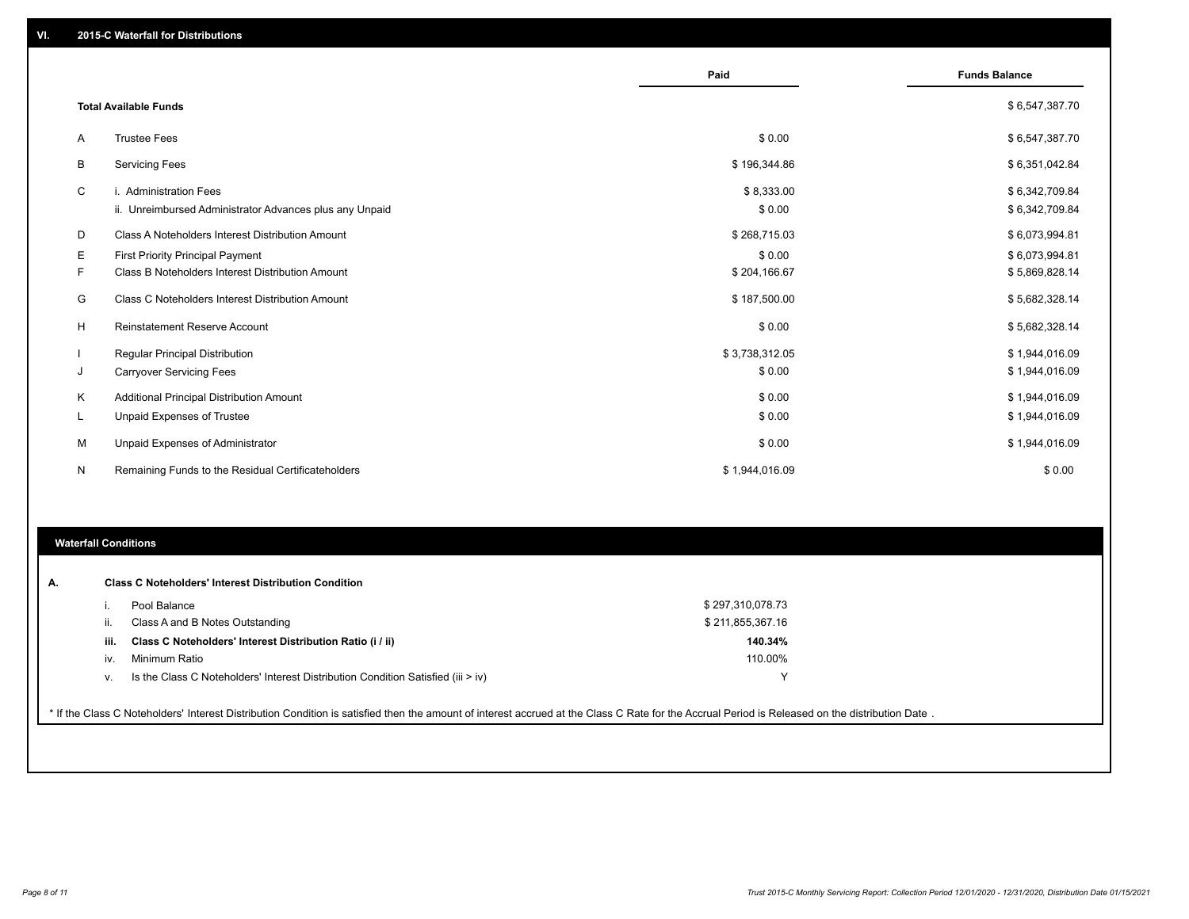## VI. 2015-C Waterfall for Distributions

| | | Paid | Funds Balance |
|---|---|---|---|
| | **Total Available Funds** | | $ 6,547,387.70 |
| A | Trustee Fees | $ 0.00 | $ 6,547,387.70 |
| B | Servicing Fees | $ 196,344.86 | $ 6,351,042.84 |
| C | i. Administration Fees | $ 8,333.00 | $ 6,342,709.84 |
| | ii. Unreimbursed Administrator Advances plus any Unpaid | $ 0.00 | $ 6,342,709.84 |
| D | Class A Noteholders Interest Distribution Amount | $ 268,715.03 | $ 6,073,994.81 |
| E | First Priority Principal Payment | $ 0.00 | $ 6,073,994.81 |
| F | Class B Noteholders Interest Distribution Amount | $ 204,166.67 | $ 5,869,828.14 |
| G | Class C Noteholders Interest Distribution Amount | $ 187,500.00 | $ 5,682,328.14 |
| H | Reinstatement Reserve Account | $ 0.00 | $ 5,682,328.14 |
| I | Regular Principal Distribution | $ 3,738,312.05 | $ 1,944,016.09 |
| J | Carryover Servicing Fees | $ 0.00 | $ 1,944,016.09 |
| K | Additional Principal Distribution Amount | $ 0.00 | $ 1,944,016.09 |
| L | Unpaid Expenses of Trustee | $ 0.00 | $ 1,944,016.09 |
| M | Unpaid Expenses of Administrator | $ 0.00 | $ 1,944,016.09 |
| N | Remaining Funds to the Residual Certificateholders | $ 1,944,016.09 | $ 0.00 |

### Waterfall Conditions

**A. Class C Noteholders' Interest Distribution Condition**

| | | |
|---|---|---|
| i. | Pool Balance | $ 297,310,078.73 |
| ii. | Class A and B Notes Outstanding | $ 211,855,367.16 |
| **iii.** | **Class C Noteholders' Interest Distribution Ratio (i / ii)** | **140.34%** |
| iv. | Minimum Ratio | 110.00% |
| v. | Is the Class C Noteholders' Interest Distribution Condition Satisfied (iii > iv) | Y |

* If the Class C Noteholders' Interest Distribution Condition is satisfied then the amount of interest accrued at the Class C Rate for the Accrual Period is Released on the distribution Date .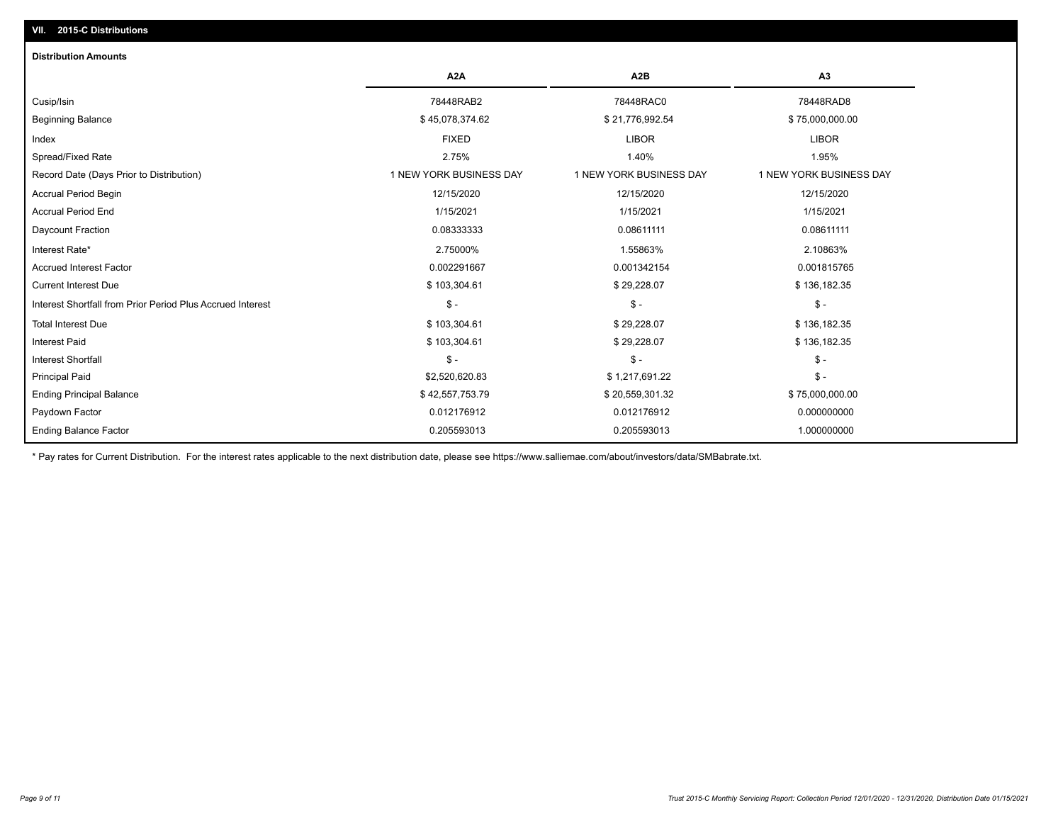## VII. 2015-C Distributions

### Distribution Amounts

| | A2A | A2B | A3 |
|---|---|---|---|
| Cusip/Isin | 78448RAB2 | 78448RAC0 | 78448RAD8 |
| Beginning Balance | $ 45,078,374.62 | $ 21,776,992.54 | $ 75,000,000.00 |
| Index | FIXED | LIBOR | LIBOR |
| Spread/Fixed Rate | 2.75% | 1.40% | 1.95% |
| Record Date (Days Prior to Distribution) | 1 NEW YORK BUSINESS DAY | 1 NEW YORK BUSINESS DAY | 1 NEW YORK BUSINESS DAY |
| Accrual Period Begin | 12/15/2020 | 12/15/2020 | 12/15/2020 |
| Accrual Period End | 1/15/2021 | 1/15/2021 | 1/15/2021 |
| Daycount Fraction | 0.08333333 | 0.08611111 | 0.08611111 |
| Interest Rate* | 2.75000% | 1.55863% | 2.10863% |
| Accrued Interest Factor | 0.002291667 | 0.001342154 | 0.001815765 |
| Current Interest Due | $ 103,304.61 | $ 29,228.07 | $ 136,182.35 |
| Interest Shortfall from Prior Period Plus Accrued Interest | $ - | $ - | $ - |
| Total Interest Due | $ 103,304.61 | $ 29,228.07 | $ 136,182.35 |
| Interest Paid | $ 103,304.61 | $ 29,228.07 | $ 136,182.35 |
| Interest Shortfall | $ - | $ - | $ - |
| Principal Paid | $2,520,620.83 | $ 1,217,691.22 | $ - |
| Ending Principal Balance | $ 42,557,753.79 | $ 20,559,301.32 | $ 75,000,000.00 |
| Paydown Factor | 0.012176912 | 0.012176912 | 0.000000000 |
| Ending Balance Factor | 0.205593013 | 0.205593013 | 1.000000000 |

* Pay rates for Current Distribution. For the interest rates applicable to the next distribution date, please see https://www.salliemae.com/about/investors/data/SMBabrate.txt.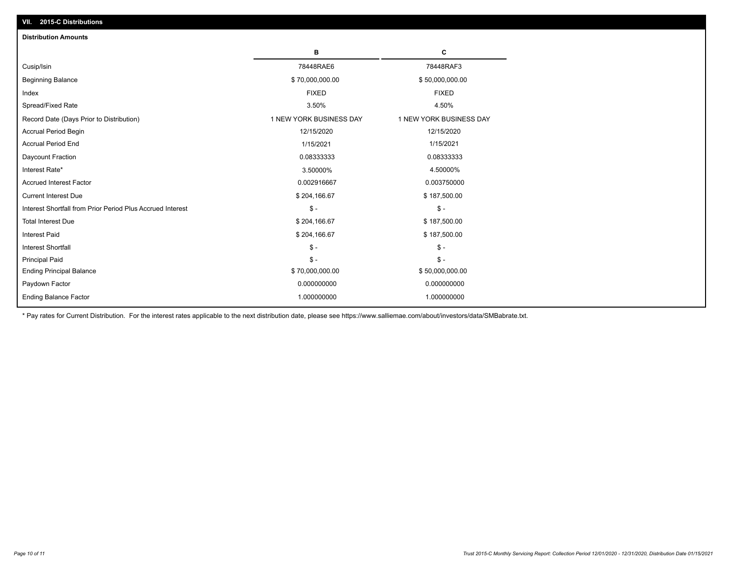## VII. 2015-C Distributions

### Distribution Amounts

| | B | C |
|---|---|---|
| Cusip/Isin | 78448RAE6 | 78448RAF3 |
| Beginning Balance | $ 70,000,000.00 | $ 50,000,000.00 |
| Index | FIXED | FIXED |
| Spread/Fixed Rate | 3.50% | 4.50% |
| Record Date (Days Prior to Distribution) | 1 NEW YORK BUSINESS DAY | 1 NEW YORK BUSINESS DAY |
| Accrual Period Begin | 12/15/2020 | 12/15/2020 |
| Accrual Period End | 1/15/2021 | 1/15/2021 |
| Daycount Fraction | 0.08333333 | 0.08333333 |
| Interest Rate* | 3.50000% | 4.50000% |
| Accrued Interest Factor | 0.002916667 | 0.003750000 |
| Current Interest Due | $ 204,166.67 | $ 187,500.00 |
| Interest Shortfall from Prior Period Plus Accrued Interest | $ - | $ - |
| Total Interest Due | $ 204,166.67 | $ 187,500.00 |
| Interest Paid | $ 204,166.67 | $ 187,500.00 |
| Interest Shortfall | $ - | $ - |
| Principal Paid | $ - | $ - |
| Ending Principal Balance | $ 70,000,000.00 | $ 50,000,000.00 |
| Paydown Factor | 0.000000000 | 0.000000000 |
| Ending Balance Factor | 1.000000000 | 1.000000000 |

* Pay rates for Current Distribution. For the interest rates applicable to the next distribution date, please see https://www.salliemae.com/about/investors/data/SMBabrate.txt.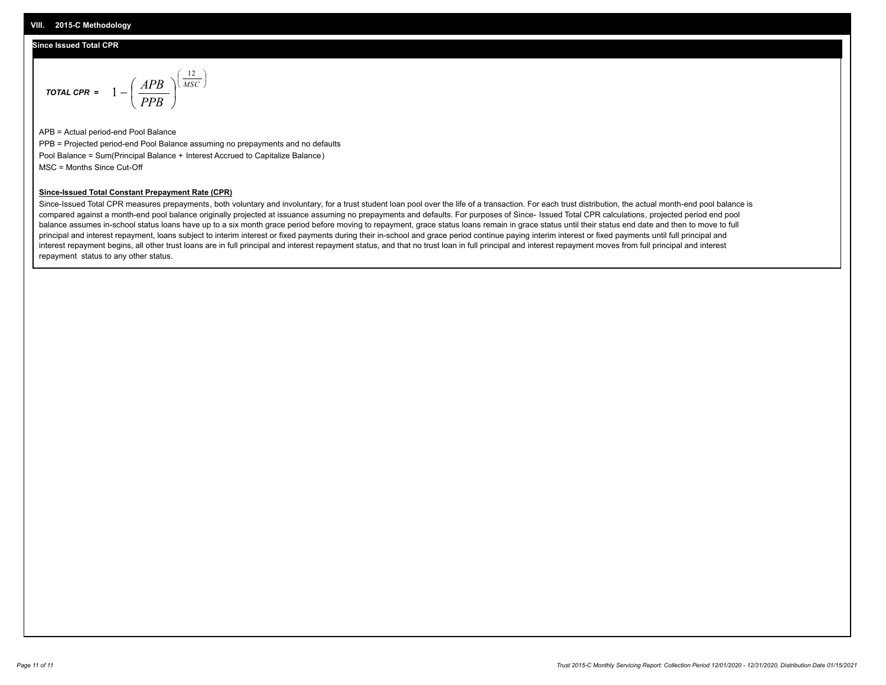## VIII. 2015-C Methodology

### Since Issued Total CPR

$$\textit{TOTAL CPR} = 1 - \left(\frac{APB}{PPB}\right)^{\left(\frac{12}{MSC}\right)}$$

APB = Actual period-end Pool Balance

PPB = Projected period-end Pool Balance assuming no prepayments and no defaults

Pool Balance = Sum(Principal Balance + Interest Accrued to Capitalize Balance)

MSC = Months Since Cut-Off

**Since-Issued Total Constant Prepayment Rate (CPR)**

Since-Issued Total CPR measures prepayments, both voluntary and involuntary, for a trust student loan pool over the life of a transaction. For each trust distribution, the actual month-end pool balance is compared against a month-end pool balance originally projected at issuance assuming no prepayments and defaults. For purposes of Since- Issued Total CPR calculations, projected period end pool balance assumes in-school status loans have up to a six month grace period before moving to repayment, grace status loans remain in grace status until their status end date and then to move to full principal and interest repayment, loans subject to interim interest or fixed payments during their in-school and grace period continue paying interim interest or fixed payments until full principal and interest repayment begins, all other trust loans are in full principal and interest repayment status, and that no trust loan in full principal and interest repayment moves from full principal and interest repayment status to any other status.